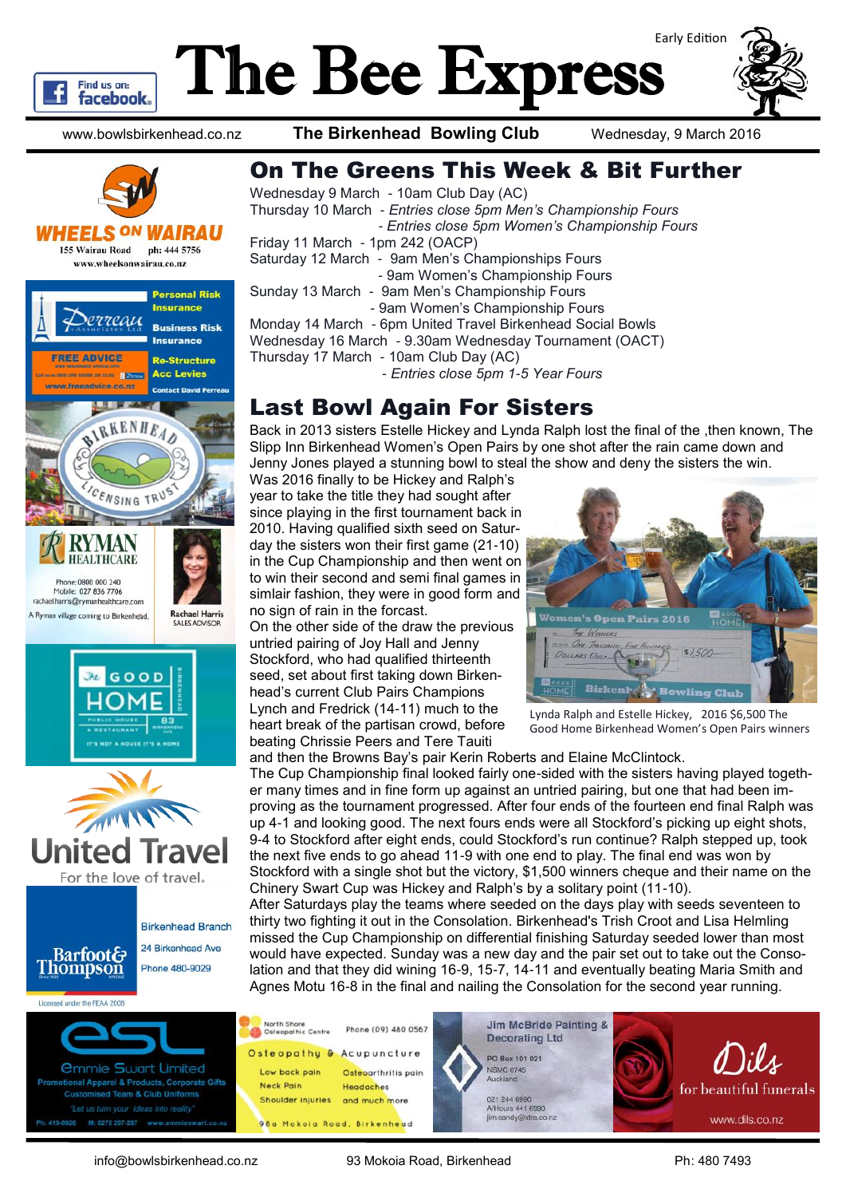# The Bee Express

Early Edition

www.bowlsbirkenhead.co.nz — **The Birkenhead Bowling Club** — Wednesday, 9 March 2016

## On The Greens This Week & Bit Further

Wednesday 9 March - 10am Club Day (AC)
Thursday 10 March - *Entries close 5pm Men's Championship Fours*
- *Entries close 5pm Women's Championship Fours*

Friday 11 March - 1pm 242 (OACP)
Saturday 12 March - 9am Men's Championships Fours
- 9am Women's Championship Fours

Sunday 13 March - 9am Men's Championship Fours
- 9am Women's Championship Fours

Monday 14 March - 6pm United Travel Birkenhead Social Bowls
Wednesday 16 March - 9.30am Wednesday Tournament (OACT)
Thursday 17 March - 10am Club Day (AC)
- *Entries close 5pm 1-5 Year Fours*

## Last Bowl Again For Sisters

Back in 2013 sisters Estelle Hickey and Lynda Ralph lost the final of the ,then known, The Slipp Inn Birkenhead Women's Open Pairs by one shot after the rain came down and Jenny Jones played a stunning bowl to steal the show and deny the sisters the win.

Was 2016 finally to be Hickey and Ralph's year to take the title they had sought after since playing in the first tournament back in 2010. Having qualified sixth seed on Saturday the sisters won their first game (21-10) in the Cup Championship and then went on to win their second and semi final games in simlair fashion, they were in good form and no sign of rain in the forcast.

On the other side of the draw the previous untried pairing of Joy Hall and Jenny Stockford, who had qualified thirteenth seed, set about first taking down Birkenhead's current Club Pairs Champions Lynch and Fredrick (14-11) much to the heart break of the partisan crowd, before beating Chrissie Peers and Tere Tauiti and then the Browns Bay's pair Kerin Roberts and Elaine McClintock.

Lynda Ralph and Estelle Hickey, 2016 $6,500 The Good Home Birkenhead Women's Open Pairs winners

The Cup Championship final looked fairly one-sided with the sisters having played together many times and in fine form up against an untried pairing, but one that had been improving as the tournament progressed. After four ends of the fourteen end final Ralph was up 4-1 and looking good. The next fours ends were all Stockford's picking up eight shots, 9-4 to Stockford after eight ends, could Stockford's run continue? Ralph stepped up, took the next five ends to go ahead 11-9 with one end to play. The final end was won by Stockford with a single shot but the victory, $1,500 winners cheque and their name on the Chinery Swart Cup was Hickey and Ralph's by a solitary point (11-10).

After Saturdays play the teams where seeded on the days play with seeds seventeen to thirty two fighting it out in the Consolation. Birkenhead's Trish Croot and Lisa Helmling missed the Cup Championship on differential finishing Saturday seeded lower than most would have expected. Sunday was a new day and the pair set out to take out the Consolation and that they did wining 16-9, 15-7, 14-11 and eventually beating Maria Smith and Agnes Motu 16-8 in the final and nailing the Consolation for the second year running.

info@bowlsbirkenhead.co.nz — 93 Mokoia Road, Birkenhead — Ph: 480 7493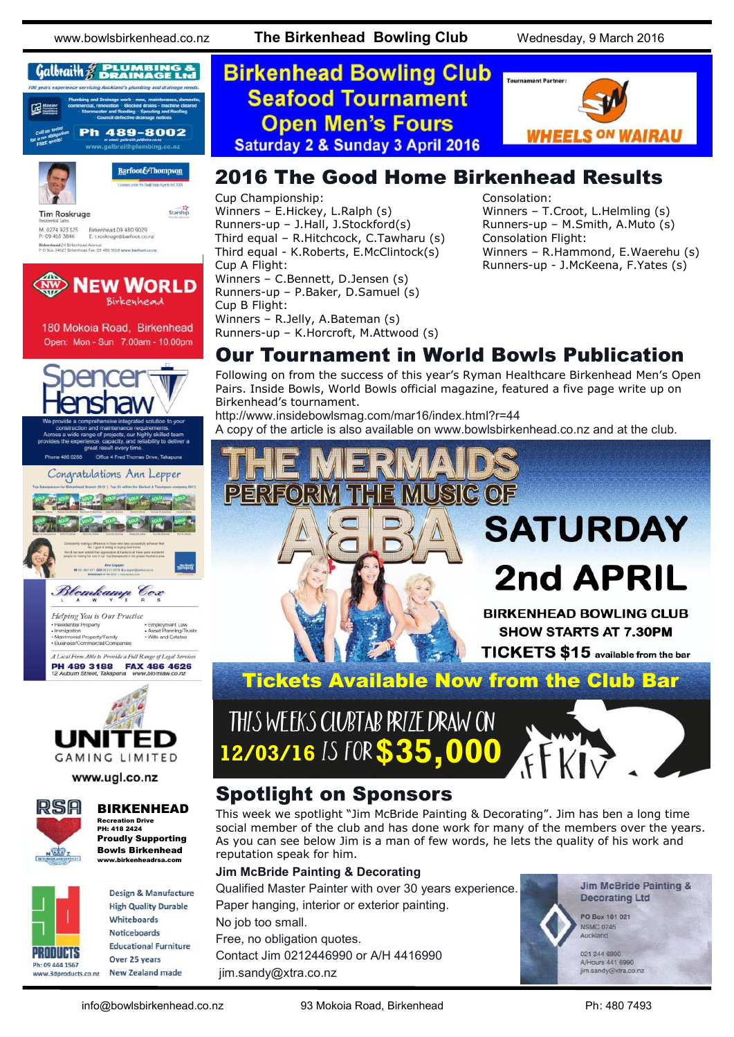# Birkenhead Bowling Club Seafood Tournament Open Men's Fours

**Saturday 2 & Sunday 3 April 2016**

Tournament Partner: WHEELS ON WAIRAU

## 2016 The Good Home Birkenhead Results

Cup Championship:
Winners – E.Hickey, L.Ralph (s)
Runners-up – J.Hall, J.Stockford(s)
Third equal – R.Hitchcock, C.Tawharu (s)
Third equal - K.Roberts, E.McClintock(s)
Cup A Flight:
Winners – C.Bennett, D.Jensen (s)
Runners-up – P.Baker, D.Samuel (s)
Cup B Flight:
Winners – R.Jelly, A.Bateman (s)
Runners-up – K.Horcroft, M.Attwood (s)

Consolation:
Winners – T.Croot, L.Helmling (s)
Runners-up – M.Smith, A.Muto (s)
Consolation Flight:
Winners – R.Hammond, E.Waerehu (s)
Runners-up - J.McKeena, F.Yates (s)

## Our Tournament in World Bowls Publication

Following on from the success of this year's Ryman Healthcare Birkenhead Men's Open Pairs. Inside Bowls, World Bowls official magazine, featured a five page write up on Birkenhead's tournament.
http://www.insidebowlsmag.com/mar16/index.html?r=44
A copy of the article is also available on www.bowlsbirkenhead.co.nz and at the club.

## THE MERMAIDS PERFORM THE MUSIC OF ABBA

**SATURDAY 2nd APRIL**

BIRKENHEAD BOWLING CLUB
SHOW STARTS AT 7.30PM
TICKETS $15 available from the bar

**Tickets Available Now from the Club Bar**

THIS WEEKS CLUBTAB PRIZE DRAW ON 12/03/16 IS FOR $35,000

## Spotlight on Sponsors

This week we spotlight "Jim McBride Painting & Decorating". Jim has ben a long time social member of the club and has done work for many of the members over the years. As you can see below Jim is a man of few words, he lets the quality of his work and reputation speak for him.

**Jim McBride Painting & Decorating**

Qualified Master Painter with over 30 years experience.
Paper hanging, interior or exterior painting.
No job too small.
Free, no obligation quotes.
Contact Jim 0212446990 or A/H 4416990
jim.sandy@xtra.co.nz

Jim McBride Painting & Decorating Ltd
PO Box 101 021
NSMC 0745
Auckland
021 244 6990
A/Hours 441 6990
jim.sandy@xtra.co.nz

---

**Galbraith Plumbing & Drainage Ltd**
100 years experience servicing Auckland's plumbing and drainage needs.
Plumbing and Drainage work - new, maintenance, domestic, commercial, renovation · Blocked drains - machine cleared · Stormwater and flooding · Spouting and Roofing · Council defective drainage notices
Call us today for a no obligation free quote!
Ph 489-8002
or email: galbraith.p@xtra.co.nz
www.galbraithplumbing.co.nz

**Tim Roskruge** — Barfoot & Thompson
Residential Sales
M: 0274 923 125 P: 09 418 3846
Birkenhead 09 480 9029
E: t.roskruge@barfoot.co.nz
Birkenhead 24 Birkenhead Avenue, P O Box 34627 Birkenhead Fax 09 480 9018 www.barfoot.co.nz

**NEW WORLD Birkenhead**
180 Mokoia Road, Birkenhead
Open: Mon - Sun 7.00am - 10.00pm

**Spencer Henshaw**
We provide a comprehensive integrated solution to your construction and maintenance requirements. Across a wide range of projects, our highly skilled team provides the experience, capacity, and reliability to deliver a great result every time.
Phone 486 0288 Office 4 Fred Thomas Drive, Takapuna

**Congratulations Ann Lepper**

**Blomkamp Cox Lawyers**
Helping You is Our Practice
- Residential Property
- Immigration
- Matrimonial Property/Family
- Business/Commercial/Companies
- Employment Law
- Asset Planning/Trusts
- Wills and Estates

A Local Firm Able to Provide a Full Range of Legal Services
PH 489 3188 FAX 486 4626
12 Auburn Street, Takapuna www.blomlaw.co.nz

**UNITED GAMING LIMITED**
www.ugl.co.nz

**RSA BIRKENHEAD**
Recreation Drive
PH: 418 2424
Proudly Supporting Bowls Birkenhead
www.birkenheadrsa.com

**3D PRODUCTS**
Ph: 09 444 1567
www.3dproducts.co.nz
Design & Manufacture
High Quality Durable
Whiteboards
Noticeboards
Educational Furniture
Over 25 years
New Zealand made